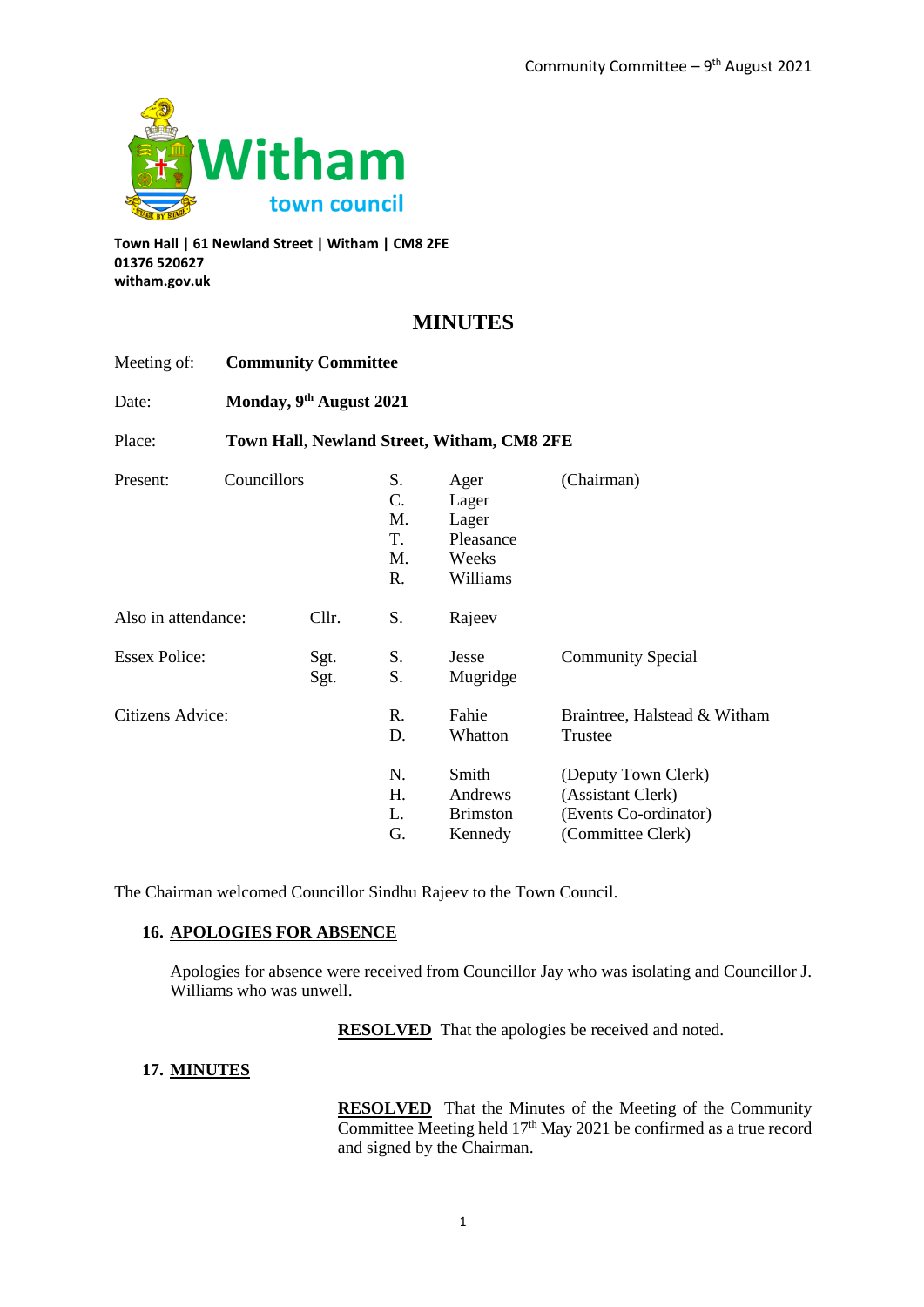Witham town council

**Town Hall | 61 Newland Street | Witham | CM8 2FE**
**01376 520627**
**witham.gov.uk**

# MINUTES

Meeting of: **Community Committee**

Date: **Monday, 9th August 2021**

Place: **Town Hall, Newland Street, Witham, CM8 2FE**

| | | | | |
|---|---|---|---|---|
| Present: | Councillors | S. | Ager | (Chairman) |
| | | C. | Lager | |
| | | M. | Lager | |
| | | T. | Pleasance | |
| | | M. | Weeks | |
| | | R. | Williams | |
| Also in attendance: | Cllr. | S. | Rajeev | |
| Essex Police: | Sgt. | S. | Jesse | Community Special |
| | Sgt. | S. | Mugridge | |
| Citizens Advice: | | R. | Fahie | Braintree, Halstead & Witham |
| | | D. | Whatton | Trustee |
| | | N. | Smith | (Deputy Town Clerk) |
| | | H. | Andrews | (Assistant Clerk) |
| | | L. | Brimston | (Events Co-ordinator) |
| | | G. | Kennedy | (Committee Clerk) |

The Chairman welcomed Councillor Sindhu Rajeev to the Town Council.

## 16. APOLOGIES FOR ABSENCE

Apologies for absence were received from Councillor Jay who was isolating and Councillor J. Williams who was unwell.

**RESOLVED** That the apologies be received and noted.

## 17. MINUTES

**RESOLVED** That the Minutes of the Meeting of the Community Committee Meeting held 17th May 2021 be confirmed as a true record and signed by the Chairman.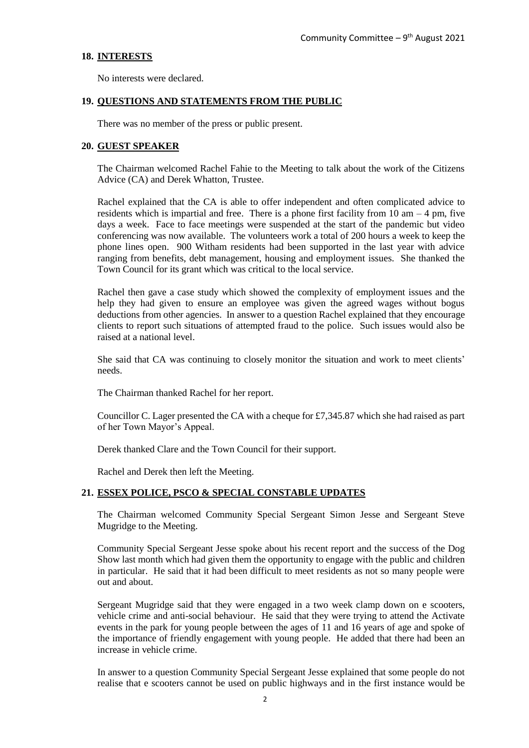## 18. INTERESTS

No interests were declared.

## 19. QUESTIONS AND STATEMENTS FROM THE PUBLIC

There was no member of the press or public present.

## 20. GUEST SPEAKER

The Chairman welcomed Rachel Fahie to the Meeting to talk about the work of the Citizens Advice (CA) and Derek Whatton, Trustee.

Rachel explained that the CA is able to offer independent and often complicated advice to residents which is impartial and free. There is a phone first facility from 10 am – 4 pm, five days a week. Face to face meetings were suspended at the start of the pandemic but video conferencing was now available. The volunteers work a total of 200 hours a week to keep the phone lines open. 900 Witham residents had been supported in the last year with advice ranging from benefits, debt management, housing and employment issues. She thanked the Town Council for its grant which was critical to the local service.

Rachel then gave a case study which showed the complexity of employment issues and the help they had given to ensure an employee was given the agreed wages without bogus deductions from other agencies. In answer to a question Rachel explained that they encourage clients to report such situations of attempted fraud to the police. Such issues would also be raised at a national level.

She said that CA was continuing to closely monitor the situation and work to meet clients' needs.

The Chairman thanked Rachel for her report.

Councillor C. Lager presented the CA with a cheque for £7,345.87 which she had raised as part of her Town Mayor's Appeal.

Derek thanked Clare and the Town Council for their support.

Rachel and Derek then left the Meeting.

## 21. ESSEX POLICE, PSCO & SPECIAL CONSTABLE UPDATES

The Chairman welcomed Community Special Sergeant Simon Jesse and Sergeant Steve Mugridge to the Meeting.

Community Special Sergeant Jesse spoke about his recent report and the success of the Dog Show last month which had given them the opportunity to engage with the public and children in particular. He said that it had been difficult to meet residents as not so many people were out and about.

Sergeant Mugridge said that they were engaged in a two week clamp down on e scooters, vehicle crime and anti-social behaviour. He said that they were trying to attend the Activate events in the park for young people between the ages of 11 and 16 years of age and spoke of the importance of friendly engagement with young people. He added that there had been an increase in vehicle crime.

In answer to a question Community Special Sergeant Jesse explained that some people do not realise that e scooters cannot be used on public highways and in the first instance would be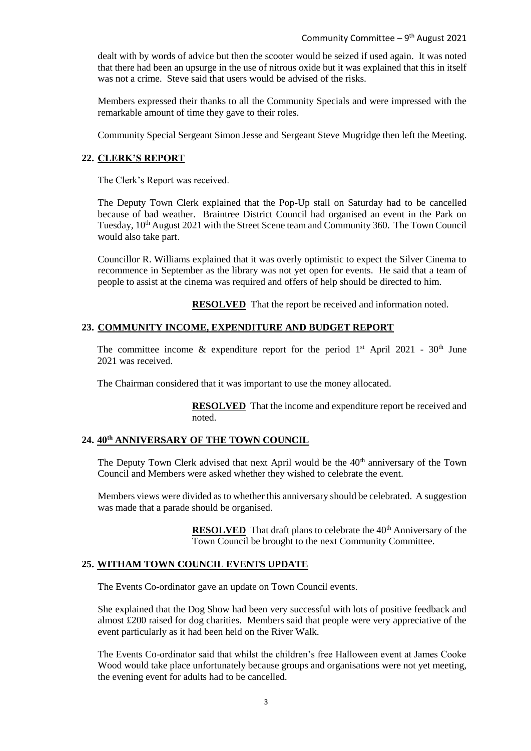dealt with by words of advice but then the scooter would be seized if used again. It was noted that there had been an upsurge in the use of nitrous oxide but it was explained that this in itself was not a crime. Steve said that users would be advised of the risks.

Members expressed their thanks to all the Community Specials and were impressed with the remarkable amount of time they gave to their roles.

Community Special Sergeant Simon Jesse and Sergeant Steve Mugridge then left the Meeting.

## 22. CLERK'S REPORT

The Clerk's Report was received.

The Deputy Town Clerk explained that the Pop-Up stall on Saturday had to be cancelled because of bad weather. Braintree District Council had organised an event in the Park on Tuesday, 10th August 2021 with the Street Scene team and Community 360. The Town Council would also take part.

Councillor R. Williams explained that it was overly optimistic to expect the Silver Cinema to recommence in September as the library was not yet open for events. He said that a team of people to assist at the cinema was required and offers of help should be directed to him.

**RESOLVED** That the report be received and information noted.

## 23. COMMUNITY INCOME, EXPENDITURE AND BUDGET REPORT

The committee income & expenditure report for the period 1st April 2021 - 30th June 2021 was received.

The Chairman considered that it was important to use the money allocated.

**RESOLVED** That the income and expenditure report be received and noted.

## 24. 40th ANNIVERSARY OF THE TOWN COUNCIL

The Deputy Town Clerk advised that next April would be the 40th anniversary of the Town Council and Members were asked whether they wished to celebrate the event.

Members views were divided as to whether this anniversary should be celebrated. A suggestion was made that a parade should be organised.

**RESOLVED** That draft plans to celebrate the 40th Anniversary of the Town Council be brought to the next Community Committee.

## 25. WITHAM TOWN COUNCIL EVENTS UPDATE

The Events Co-ordinator gave an update on Town Council events.

She explained that the Dog Show had been very successful with lots of positive feedback and almost £200 raised for dog charities. Members said that people were very appreciative of the event particularly as it had been held on the River Walk.

The Events Co-ordinator said that whilst the children's free Halloween event at James Cooke Wood would take place unfortunately because groups and organisations were not yet meeting, the evening event for adults had to be cancelled.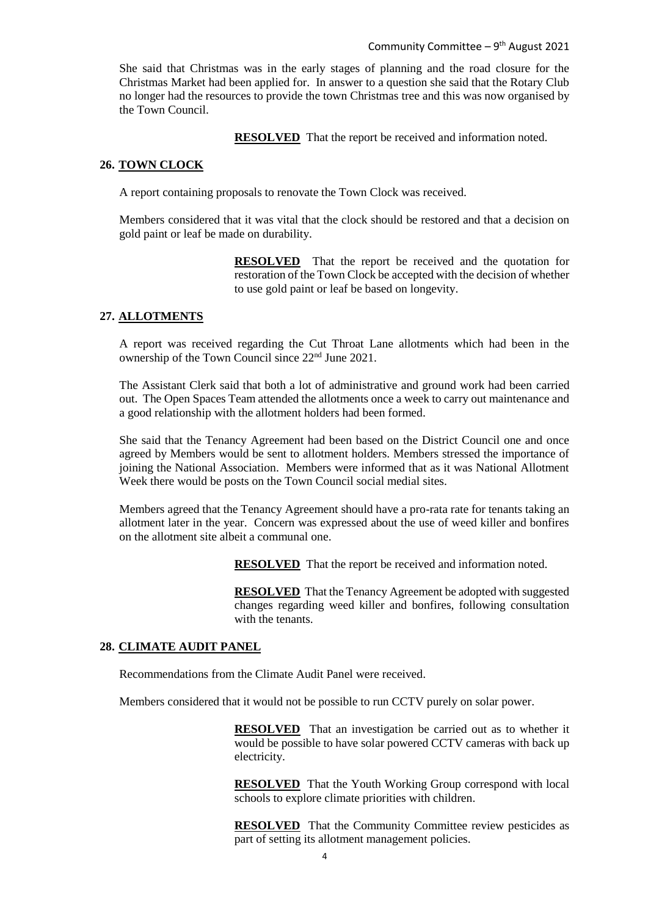She said that Christmas was in the early stages of planning and the road closure for the Christmas Market had been applied for. In answer to a question she said that the Rotary Club no longer had the resources to provide the town Christmas tree and this was now organised by the Town Council.

**RESOLVED** That the report be received and information noted.

## 26. TOWN CLOCK

A report containing proposals to renovate the Town Clock was received.

Members considered that it was vital that the clock should be restored and that a decision on gold paint or leaf be made on durability.

**RESOLVED** That the report be received and the quotation for restoration of the Town Clock be accepted with the decision of whether to use gold paint or leaf be based on longevity.

## 27. ALLOTMENTS

A report was received regarding the Cut Throat Lane allotments which had been in the ownership of the Town Council since 22nd June 2021.

The Assistant Clerk said that both a lot of administrative and ground work had been carried out. The Open Spaces Team attended the allotments once a week to carry out maintenance and a good relationship with the allotment holders had been formed.

She said that the Tenancy Agreement had been based on the District Council one and once agreed by Members would be sent to allotment holders. Members stressed the importance of joining the National Association. Members were informed that as it was National Allotment Week there would be posts on the Town Council social medial sites.

Members agreed that the Tenancy Agreement should have a pro-rata rate for tenants taking an allotment later in the year. Concern was expressed about the use of weed killer and bonfires on the allotment site albeit a communal one.

**RESOLVED** That the report be received and information noted.

**RESOLVED** That the Tenancy Agreement be adopted with suggested changes regarding weed killer and bonfires, following consultation with the tenants.

## 28. CLIMATE AUDIT PANEL

Recommendations from the Climate Audit Panel were received.

Members considered that it would not be possible to run CCTV purely on solar power.

**RESOLVED** That an investigation be carried out as to whether it would be possible to have solar powered CCTV cameras with back up electricity.

**RESOLVED** That the Youth Working Group correspond with local schools to explore climate priorities with children.

**RESOLVED** That the Community Committee review pesticides as part of setting its allotment management policies.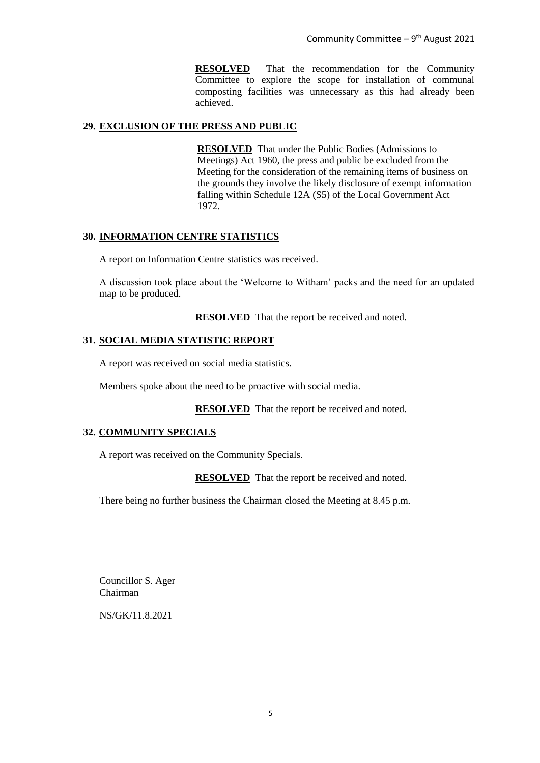**RESOLVED** That the recommendation for the Community Committee to explore the scope for installation of communal composting facilities was unnecessary as this had already been achieved.

**29. EXCLUSION OF THE PRESS AND PUBLIC**

**RESOLVED** That under the Public Bodies (Admissions to Meetings) Act 1960, the press and public be excluded from the Meeting for the consideration of the remaining items of business on the grounds they involve the likely disclosure of exempt information falling within Schedule 12A (S5) of the Local Government Act 1972.

**30. INFORMATION CENTRE STATISTICS**

A report on Information Centre statistics was received.

A discussion took place about the 'Welcome to Witham' packs and the need for an updated map to be produced.

**RESOLVED** That the report be received and noted.

**31. SOCIAL MEDIA STATISTIC REPORT**

A report was received on social media statistics.

Members spoke about the need to be proactive with social media.

**RESOLVED** That the report be received and noted.

**32. COMMUNITY SPECIALS**

A report was received on the Community Specials.

**RESOLVED** That the report be received and noted.

There being no further business the Chairman closed the Meeting at 8.45 p.m.

Councillor S. Ager
Chairman

NS/GK/11.8.2021